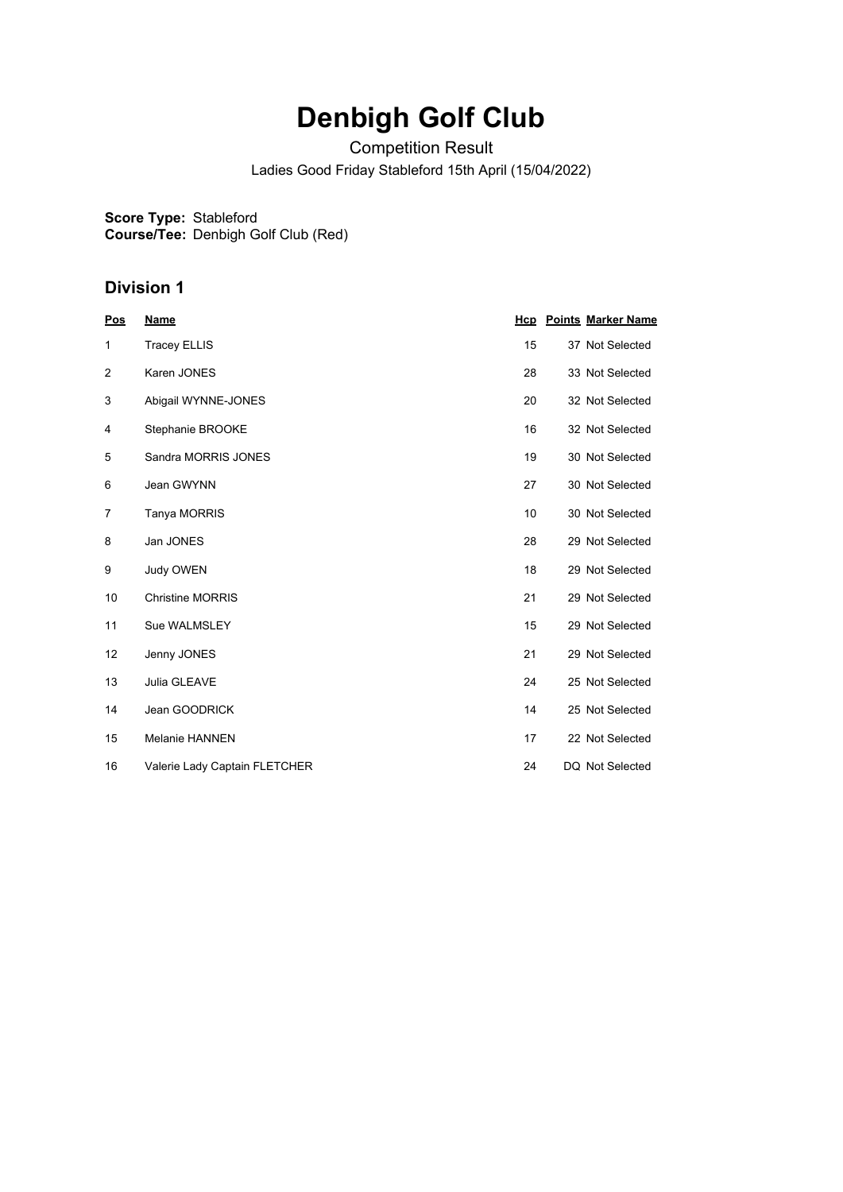# Denbigh Golf Club

Competition Result

Ladies Good Friday Stableford 15th April (15/04/2022)

**Score Type:** Stableford
**Course/Tee:** Denbigh Golf Club (Red)

## Division 1

| Pos | Name | Hcp | Points | Marker Name |
|---|---|---|---|---|
| 1 | Tracey ELLIS | 15 | 37 | Not Selected |
| 2 | Karen JONES | 28 | 33 | Not Selected |
| 3 | Abigail WYNNE-JONES | 20 | 32 | Not Selected |
| 4 | Stephanie BROOKE | 16 | 32 | Not Selected |
| 5 | Sandra MORRIS JONES | 19 | 30 | Not Selected |
| 6 | Jean GWYNN | 27 | 30 | Not Selected |
| 7 | Tanya MORRIS | 10 | 30 | Not Selected |
| 8 | Jan JONES | 28 | 29 | Not Selected |
| 9 | Judy OWEN | 18 | 29 | Not Selected |
| 10 | Christine MORRIS | 21 | 29 | Not Selected |
| 11 | Sue WALMSLEY | 15 | 29 | Not Selected |
| 12 | Jenny JONES | 21 | 29 | Not Selected |
| 13 | Julia GLEAVE | 24 | 25 | Not Selected |
| 14 | Jean GOODRICK | 14 | 25 | Not Selected |
| 15 | Melanie HANNEN | 17 | 22 | Not Selected |
| 16 | Valerie Lady Captain FLETCHER | 24 | DQ | Not Selected |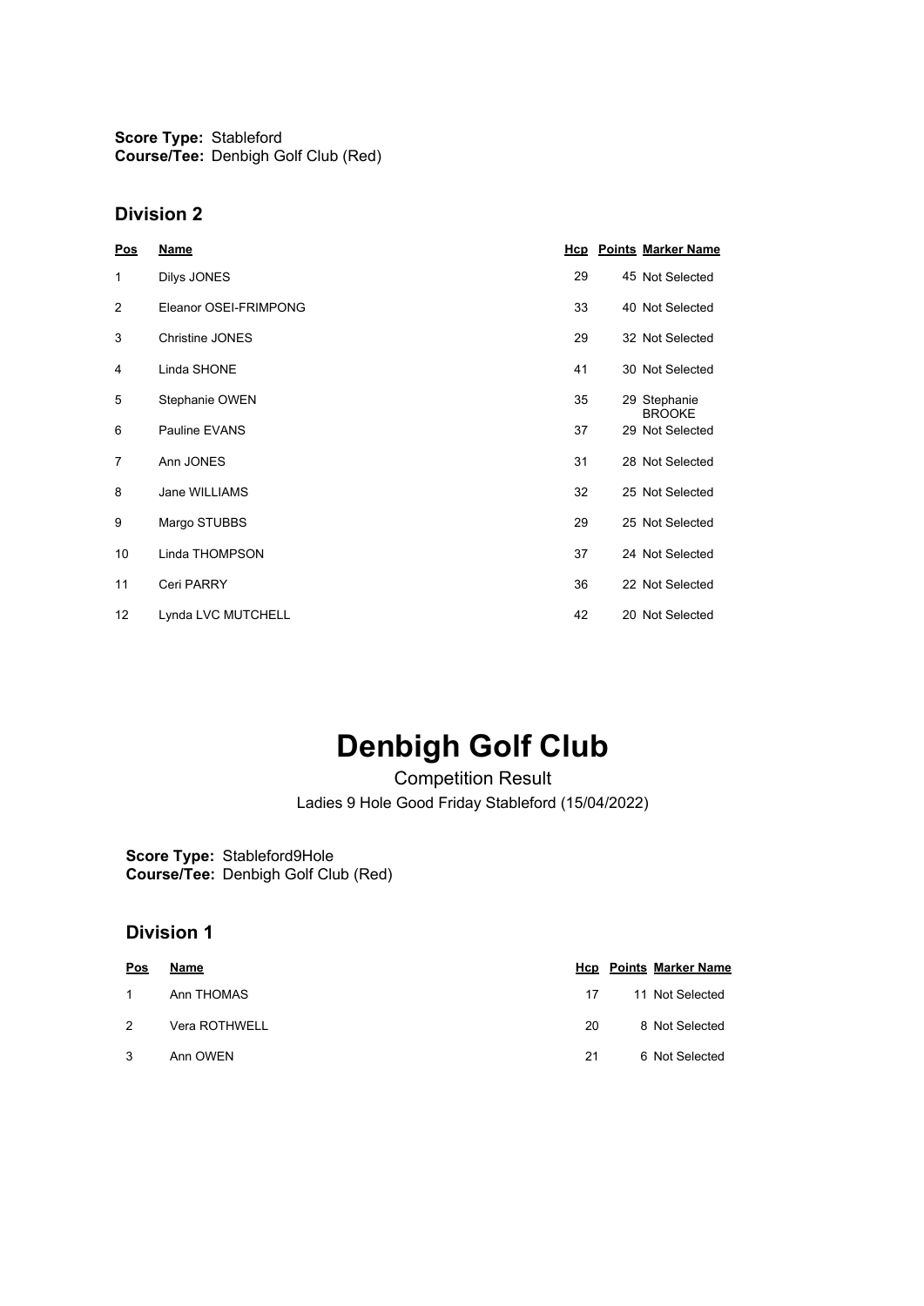**Score Type:** Stableford
**Course/Tee:** Denbigh Golf Club (Red)

## Division 2

| Pos | Name | Hcp | Points | Marker Name |
|---|---|---|---|---|
| 1 | Dilys JONES | 29 | 45 | Not Selected |
| 2 | Eleanor OSEI-FRIMPONG | 33 | 40 | Not Selected |
| 3 | Christine JONES | 29 | 32 | Not Selected |
| 4 | Linda SHONE | 41 | 30 | Not Selected |
| 5 | Stephanie OWEN | 35 | 29 | Stephanie BROOKE |
| 6 | Pauline EVANS | 37 | 29 | Not Selected |
| 7 | Ann JONES | 31 | 28 | Not Selected |
| 8 | Jane WILLIAMS | 32 | 25 | Not Selected |
| 9 | Margo STUBBS | 29 | 25 | Not Selected |
| 10 | Linda THOMPSON | 37 | 24 | Not Selected |
| 11 | Ceri PARRY | 36 | 22 | Not Selected |
| 12 | Lynda LVC MUTCHELL | 42 | 20 | Not Selected |

# Denbigh Golf Club

Competition Result

Ladies 9 Hole Good Friday Stableford (15/04/2022)

**Score Type:** Stableford9Hole
**Course/Tee:** Denbigh Golf Club (Red)

## Division 1

| Pos | Name | Hcp | Points | Marker Name |
|---|---|---|---|---|
| 1 | Ann THOMAS | 17 | 11 | Not Selected |
| 2 | Vera ROTHWELL | 20 | 8 | Not Selected |
| 3 | Ann OWEN | 21 | 6 | Not Selected |